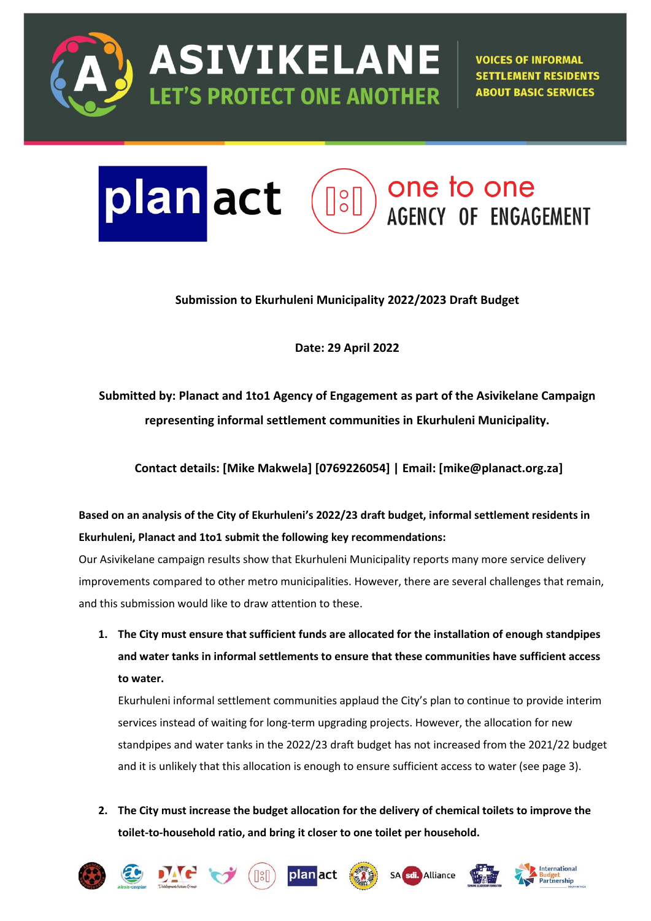# ASIVIKELANE

## LET'S PROTECT ONE ANOTHER

VOICES OF INFORMAL SETTLEMENT RESIDENTS ABOUT BASIC SERVICES

plan act | one to one AGENCY OF ENGAGEMENT

**Submission to Ekurhuleni Municipality 2022/2023 Draft Budget**

**Date: 29 April 2022**

**Submitted by: Planact and 1to1 Agency of Engagement as part of the Asivikelane Campaign representing informal settlement communities in Ekurhuleni Municipality.**

**Contact details: [Mike Makwela] [0769226054] | Email: [mike@planact.org.za]**

**Based on an analysis of the City of Ekurhuleni's 2022/23 draft budget, informal settlement residents in Ekurhuleni, Planact and 1to1 submit the following key recommendations:**

Our Asivikelane campaign results show that Ekurhuleni Municipality reports many more service delivery improvements compared to other metro municipalities. However, there are several challenges that remain, and this submission would like to draw attention to these.

1. **The City must ensure that sufficient funds are allocated for the installation of enough standpipes and water tanks in informal settlements to ensure that these communities have sufficient access to water.**

   Ekurhuleni informal settlement communities applaud the City's plan to continue to provide interim services instead of waiting for long-term upgrading projects. However, the allocation for new standpipes and water tanks in the 2022/23 draft budget has not increased from the 2021/22 budget and it is unlikely that this allocation is enough to ensure sufficient access to water (see page 3).

2. **The City must increase the budget allocation for the delivery of chemical toilets to improve the toilet-to-household ratio, and bring it closer to one toilet per household.**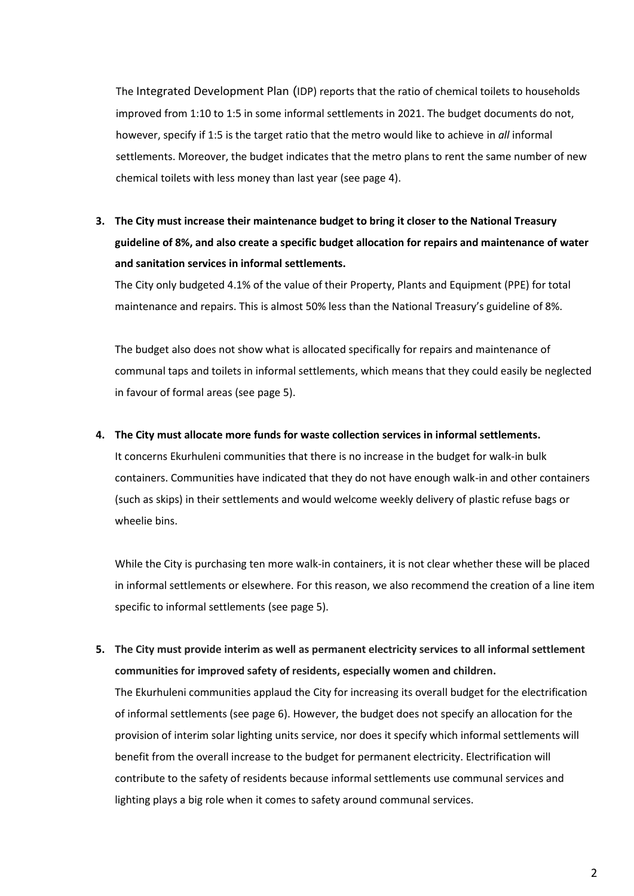The Integrated Development Plan (IDP) reports that the ratio of chemical toilets to households improved from 1:10 to 1:5 in some informal settlements in 2021. The budget documents do not, however, specify if 1:5 is the target ratio that the metro would like to achieve in *all* informal settlements. Moreover, the budget indicates that the metro plans to rent the same number of new chemical toilets with less money than last year (see page 4).

3. **The City must increase their maintenance budget to bring it closer to the National Treasury guideline of 8%, and also create a specific budget allocation for repairs and maintenance of water and sanitation services in informal settlements.**

   The City only budgeted 4.1% of the value of their Property, Plants and Equipment (PPE) for total maintenance and repairs. This is almost 50% less than the National Treasury's guideline of 8%.

   The budget also does not show what is allocated specifically for repairs and maintenance of communal taps and toilets in informal settlements, which means that they could easily be neglected in favour of formal areas (see page 5).

4. **The City must allocate more funds for waste collection services in informal settlements.**

   It concerns Ekurhuleni communities that there is no increase in the budget for walk-in bulk containers. Communities have indicated that they do not have enough walk-in and other containers (such as skips) in their settlements and would welcome weekly delivery of plastic refuse bags or wheelie bins.

   While the City is purchasing ten more walk-in containers, it is not clear whether these will be placed in informal settlements or elsewhere. For this reason, we also recommend the creation of a line item specific to informal settlements (see page 5).

5. **The City must provide interim as well as permanent electricity services to all informal settlement communities for improved safety of residents, especially women and children.**

   The Ekurhuleni communities applaud the City for increasing its overall budget for the electrification of informal settlements (see page 6). However, the budget does not specify an allocation for the provision of interim solar lighting units service, nor does it specify which informal settlements will benefit from the overall increase to the budget for permanent electricity. Electrification will contribute to the safety of residents because informal settlements use communal services and lighting plays a big role when it comes to safety around communal services.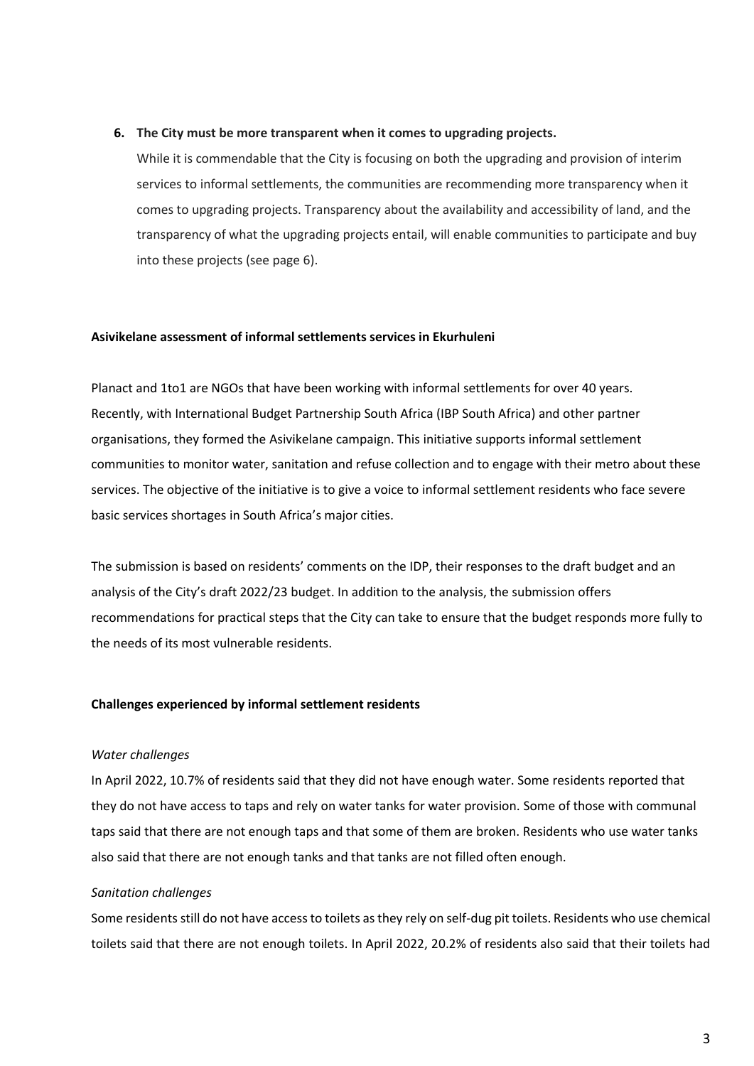6. **The City must be more transparent when it comes to upgrading projects.**

   While it is commendable that the City is focusing on both the upgrading and provision of interim services to informal settlements, the communities are recommending more transparency when it comes to upgrading projects. Transparency about the availability and accessibility of land, and the transparency of what the upgrading projects entail, will enable communities to participate and buy into these projects (see page 6).

**Asivikelane assessment of informal settlements services in Ekurhuleni**

Planact and 1to1 are NGOs that have been working with informal settlements for over 40 years. Recently, with International Budget Partnership South Africa (IBP South Africa) and other partner organisations, they formed the Asivikelane campaign. This initiative supports informal settlement communities to monitor water, sanitation and refuse collection and to engage with their metro about these services. The objective of the initiative is to give a voice to informal settlement residents who face severe basic services shortages in South Africa's major cities.

The submission is based on residents' comments on the IDP, their responses to the draft budget and an analysis of the City's draft 2022/23 budget. In addition to the analysis, the submission offers recommendations for practical steps that the City can take to ensure that the budget responds more fully to the needs of its most vulnerable residents.

**Challenges experienced by informal settlement residents**

*Water challenges*

In April 2022, 10.7% of residents said that they did not have enough water. Some residents reported that they do not have access to taps and rely on water tanks for water provision. Some of those with communal taps said that there are not enough taps and that some of them are broken. Residents who use water tanks also said that there are not enough tanks and that tanks are not filled often enough.

*Sanitation challenges*

Some residents still do not have access to toilets as they rely on self-dug pit toilets. Residents who use chemical toilets said that there are not enough toilets. In April 2022, 20.2% of residents also said that their toilets had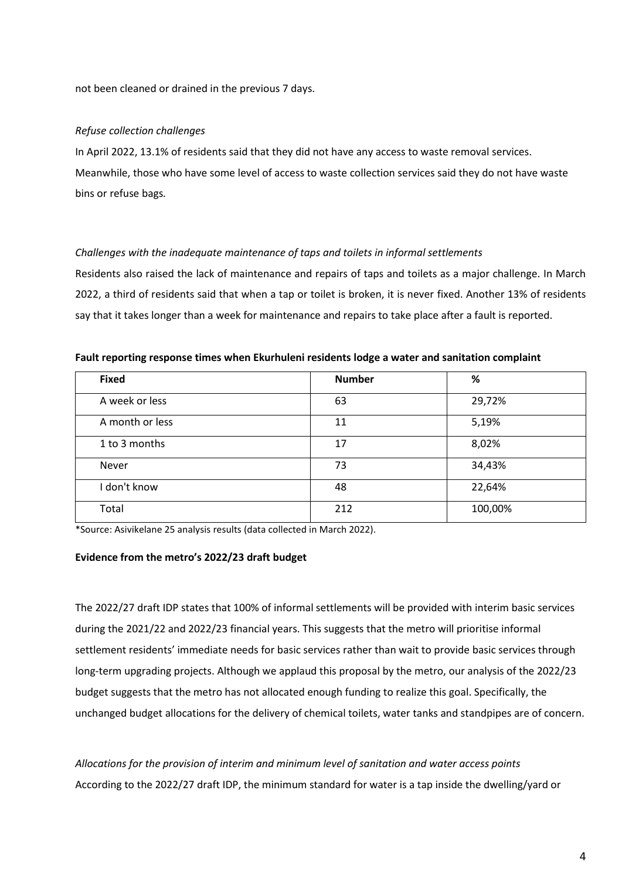not been cleaned or drained in the previous 7 days.

*Refuse collection challenges*

In April 2022, 13.1% of residents said that they did not have any access to waste removal services. Meanwhile, those who have some level of access to waste collection services said they do not have waste bins or refuse bags.

*Challenges with the inadequate maintenance of taps and toilets in informal settlements*

Residents also raised the lack of maintenance and repairs of taps and toilets as a major challenge. In March 2022, a third of residents said that when a tap or toilet is broken, it is never fixed. Another 13% of residents say that it takes longer than a week for maintenance and repairs to take place after a fault is reported.

**Fault reporting response times when Ekurhuleni residents lodge a water and sanitation complaint**

| Fixed | Number | % |
|---|---|---|
| A week or less | 63 | 29,72% |
| A month or less | 11 | 5,19% |
| 1 to 3 months | 17 | 8,02% |
| Never | 73 | 34,43% |
| I don't know | 48 | 22,64% |
| Total | 212 | 100,00% |

*Source: Asivikelane 25 analysis results (data collected in March 2022).

**Evidence from the metro's 2022/23 draft budget**

The 2022/27 draft IDP states that 100% of informal settlements will be provided with interim basic services during the 2021/22 and 2022/23 financial years. This suggests that the metro will prioritise informal settlement residents' immediate needs for basic services rather than wait to provide basic services through long-term upgrading projects. Although we applaud this proposal by the metro, our analysis of the 2022/23 budget suggests that the metro has not allocated enough funding to realize this goal. Specifically, the unchanged budget allocations for the delivery of chemical toilets, water tanks and standpipes are of concern.

*Allocations for the provision of interim and minimum level of sanitation and water access points*

According to the 2022/27 draft IDP, the minimum standard for water is a tap inside the dwelling/yard or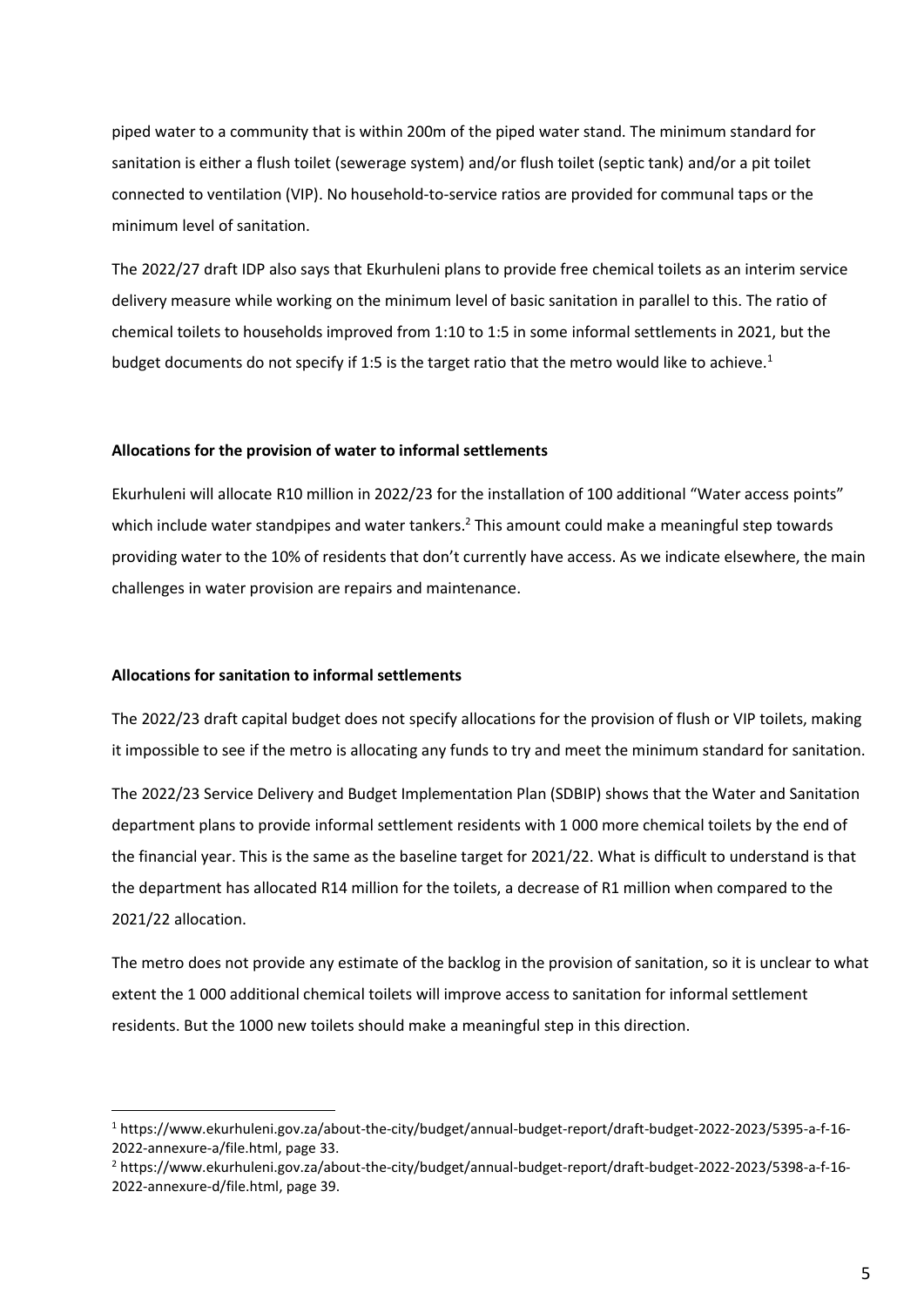piped water to a community that is within 200m of the piped water stand. The minimum standard for sanitation is either a flush toilet (sewerage system) and/or flush toilet (septic tank) and/or a pit toilet connected to ventilation (VIP). No household-to-service ratios are provided for communal taps or the minimum level of sanitation.

The 2022/27 draft IDP also says that Ekurhuleni plans to provide free chemical toilets as an interim service delivery measure while working on the minimum level of basic sanitation in parallel to this. The ratio of chemical toilets to households improved from 1:10 to 1:5 in some informal settlements in 2021, but the budget documents do not specify if 1:5 is the target ratio that the metro would like to achieve.[1]

**Allocations for the provision of water to informal settlements**

Ekurhuleni will allocate R10 million in 2022/23 for the installation of 100 additional "Water access points" which include water standpipes and water tankers.[2] This amount could make a meaningful step towards providing water to the 10% of residents that don't currently have access. As we indicate elsewhere, the main challenges in water provision are repairs and maintenance.

**Allocations for sanitation to informal settlements**

The 2022/23 draft capital budget does not specify allocations for the provision of flush or VIP toilets, making it impossible to see if the metro is allocating any funds to try and meet the minimum standard for sanitation.

The 2022/23 Service Delivery and Budget Implementation Plan (SDBIP) shows that the Water and Sanitation department plans to provide informal settlement residents with 1 000 more chemical toilets by the end of the financial year. This is the same as the baseline target for 2021/22. What is difficult to understand is that the department has allocated R14 million for the toilets, a decrease of R1 million when compared to the 2021/22 allocation.

The metro does not provide any estimate of the backlog in the provision of sanitation, so it is unclear to what extent the 1 000 additional chemical toilets will improve access to sanitation for informal settlement residents. But the 1000 new toilets should make a meaningful step in this direction.

---

[1] https://www.ekurhuleni.gov.za/about-the-city/budget/annual-budget-report/draft-budget-2022-2023/5395-a-f-16-2022-annexure-a/file.html, page 33.

[2] https://www.ekurhuleni.gov.za/about-the-city/budget/annual-budget-report/draft-budget-2022-2023/5398-a-f-16-2022-annexure-d/file.html, page 39.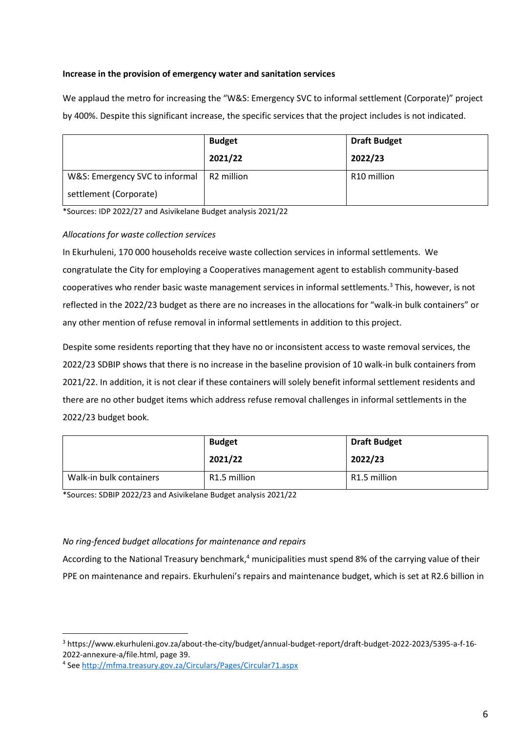**Increase in the provision of emergency water and sanitation services**

We applaud the metro for increasing the "W&S: Emergency SVC to informal settlement (Corporate)" project by 400%. Despite this significant increase, the specific services that the project includes is not indicated.

| | **Budget 2021/22** | **Draft Budget 2022/23** |
|---|---|---|
| W&S: Emergency SVC to informal settlement (Corporate) | R2 million | R10 million |

*Sources: IDP 2022/27 and Asivikelane Budget analysis 2021/22

*Allocations for waste collection services*

In Ekurhuleni, 170 000 households receive waste collection services in informal settlements. We congratulate the City for employing a Cooperatives management agent to establish community-based cooperatives who render basic waste management services in informal settlements.[3] This, however, is not reflected in the 2022/23 budget as there are no increases in the allocations for "walk-in bulk containers" or any other mention of refuse removal in informal settlements in addition to this project.

Despite some residents reporting that they have no or inconsistent access to waste removal services, the 2022/23 SDBIP shows that there is no increase in the baseline provision of 10 walk-in bulk containers from 2021/22. In addition, it is not clear if these containers will solely benefit informal settlement residents and there are no other budget items which address refuse removal challenges in informal settlements in the 2022/23 budget book.

| | **Budget 2021/22** | **Draft Budget 2022/23** |
|---|---|---|
| Walk-in bulk containers | R1.5 million | R1.5 million |

*Sources: SDBIP 2022/23 and Asivikelane Budget analysis 2021/22

*No ring-fenced budget allocations for maintenance and repairs*

According to the National Treasury benchmark,[4] municipalities must spend 8% of the carrying value of their PPE on maintenance and repairs. Ekurhuleni's repairs and maintenance budget, which is set at R2.6 billion in

---

[3] https://www.ekurhuleni.gov.za/about-the-city/budget/annual-budget-report/draft-budget-2022-2023/5395-a-f-16-2022-annexure-a/file.html, page 39.

[4] See http://mfma.treasury.gov.za/Circulars/Pages/Circular71.aspx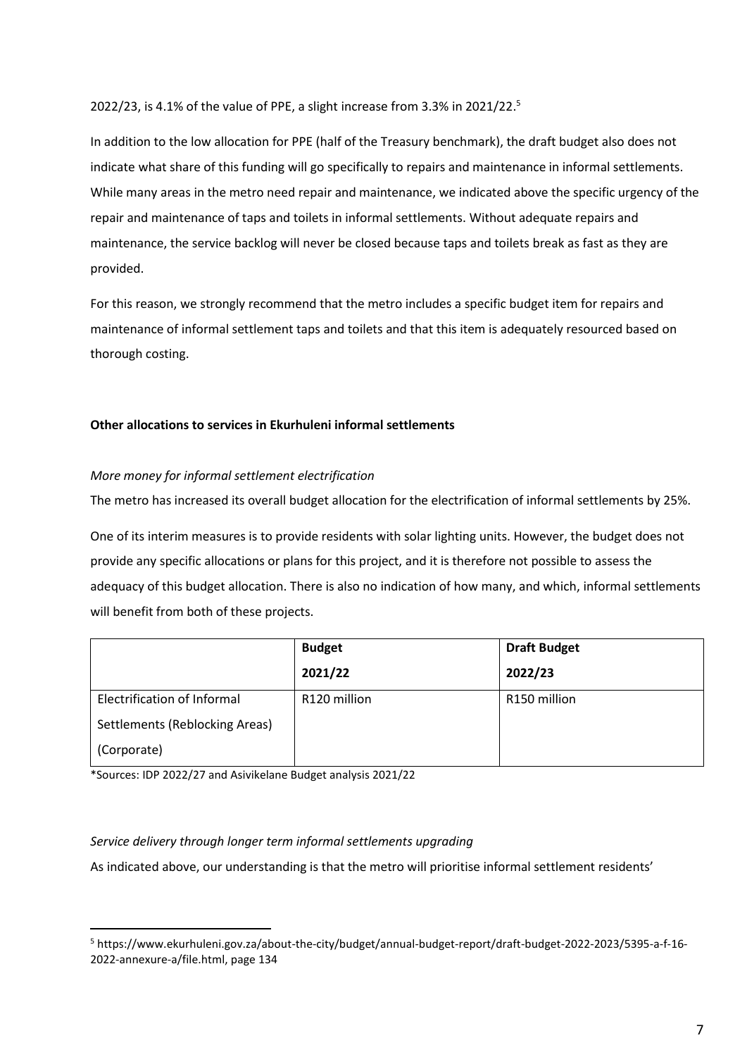2022/23, is 4.1% of the value of PPE, a slight increase from 3.3% in 2021/22.[5]

In addition to the low allocation for PPE (half of the Treasury benchmark), the draft budget also does not indicate what share of this funding will go specifically to repairs and maintenance in informal settlements. While many areas in the metro need repair and maintenance, we indicated above the specific urgency of the repair and maintenance of taps and toilets in informal settlements. Without adequate repairs and maintenance, the service backlog will never be closed because taps and toilets break as fast as they are provided.

For this reason, we strongly recommend that the metro includes a specific budget item for repairs and maintenance of informal settlement taps and toilets and that this item is adequately resourced based on thorough costing.

**Other allocations to services in Ekurhuleni informal settlements**

*More money for informal settlement electrification*

The metro has increased its overall budget allocation for the electrification of informal settlements by 25%.

One of its interim measures is to provide residents with solar lighting units. However, the budget does not provide any specific allocations or plans for this project, and it is therefore not possible to assess the adequacy of this budget allocation. There is also no indication of how many, and which, informal settlements will benefit from both of these projects.

| | **Budget 2021/22** | **Draft Budget 2022/23** |
|---|---|---|
| Electrification of Informal Settlements (Reblocking Areas) (Corporate) | R120 million | R150 million |

*Sources: IDP 2022/27 and Asivikelane Budget analysis 2021/22

*Service delivery through longer term informal settlements upgrading*

As indicated above, our understanding is that the metro will prioritise informal settlement residents'

---

[5] https://www.ekurhuleni.gov.za/about-the-city/budget/annual-budget-report/draft-budget-2022-2023/5395-a-f-16-2022-annexure-a/file.html, page 134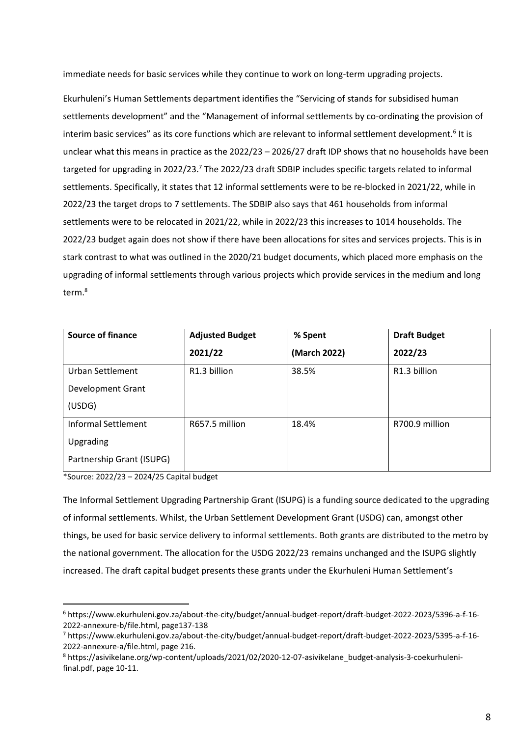immediate needs for basic services while they continue to work on long-term upgrading projects.

Ekurhuleni's Human Settlements department identifies the "Servicing of stands for subsidised human settlements development" and the "Management of informal settlements by co-ordinating the provision of interim basic services" as its core functions which are relevant to informal settlement development.[6] It is unclear what this means in practice as the 2022/23 – 2026/27 draft IDP shows that no households have been targeted for upgrading in 2022/23.[7] The 2022/23 draft SDBIP includes specific targets related to informal settlements. Specifically, it states that 12 informal settlements were to be re-blocked in 2021/22, while in 2022/23 the target drops to 7 settlements. The SDBIP also says that 461 households from informal settlements were to be relocated in 2021/22, while in 2022/23 this increases to 1014 households. The 2022/23 budget again does not show if there have been allocations for sites and services projects. This is in stark contrast to what was outlined in the 2020/21 budget documents, which placed more emphasis on the upgrading of informal settlements through various projects which provide services in the medium and long term.[8]

| **Source of finance** | **Adjusted Budget 2021/22** | **% Spent (March 2022)** | **Draft Budget 2022/23** |
|---|---|---|---|
| Urban Settlement Development Grant (USDG) | R1.3 billion | 38.5% | R1.3 billion |
| Informal Settlement Upgrading Partnership Grant (ISUPG) | R657.5 million | 18.4% | R700.9 million |

*Source: 2022/23 – 2024/25 Capital budget

The Informal Settlement Upgrading Partnership Grant (ISUPG) is a funding source dedicated to the upgrading of informal settlements. Whilst, the Urban Settlement Development Grant (USDG) can, amongst other things, be used for basic service delivery to informal settlements. Both grants are distributed to the metro by the national government. The allocation for the USDG 2022/23 remains unchanged and the ISUPG slightly increased. The draft capital budget presents these grants under the Ekurhuleni Human Settlement's

---

[6] https://www.ekurhuleni.gov.za/about-the-city/budget/annual-budget-report/draft-budget-2022-2023/5396-a-f-16-2022-annexure-b/file.html, page137-138

[7] https://www.ekurhuleni.gov.za/about-the-city/budget/annual-budget-report/draft-budget-2022-2023/5395-a-f-16-2022-annexure-a/file.html, page 216.

[8] https://asivikelane.org/wp-content/uploads/2021/02/2020-12-07-asivikelane_budget-analysis-3-coekurhuleni-final.pdf, page 10-11.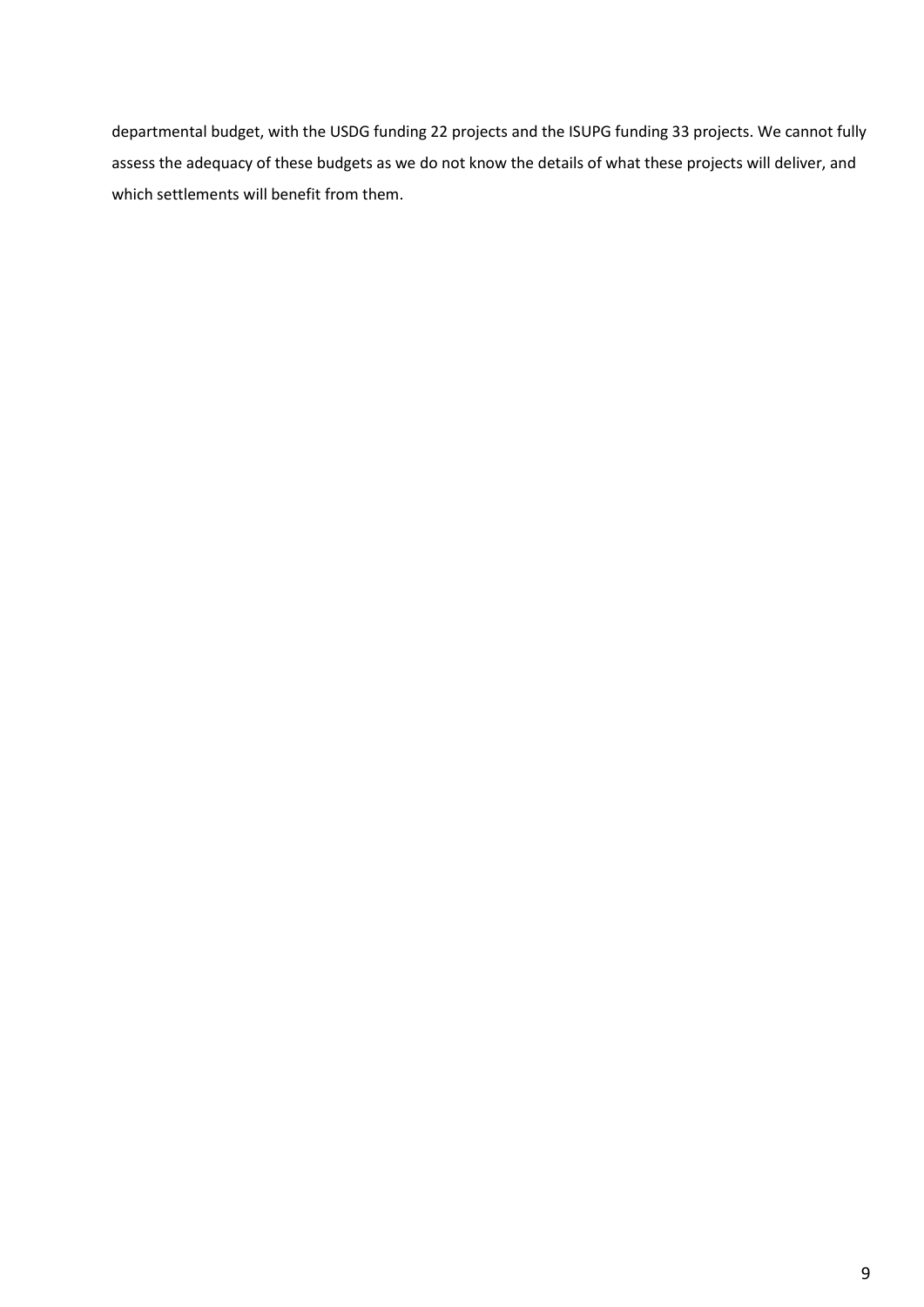departmental budget, with the USDG funding 22 projects and the ISUPG funding 33 projects. We cannot fully assess the adequacy of these budgets as we do not know the details of what these projects will deliver, and which settlements will benefit from them.